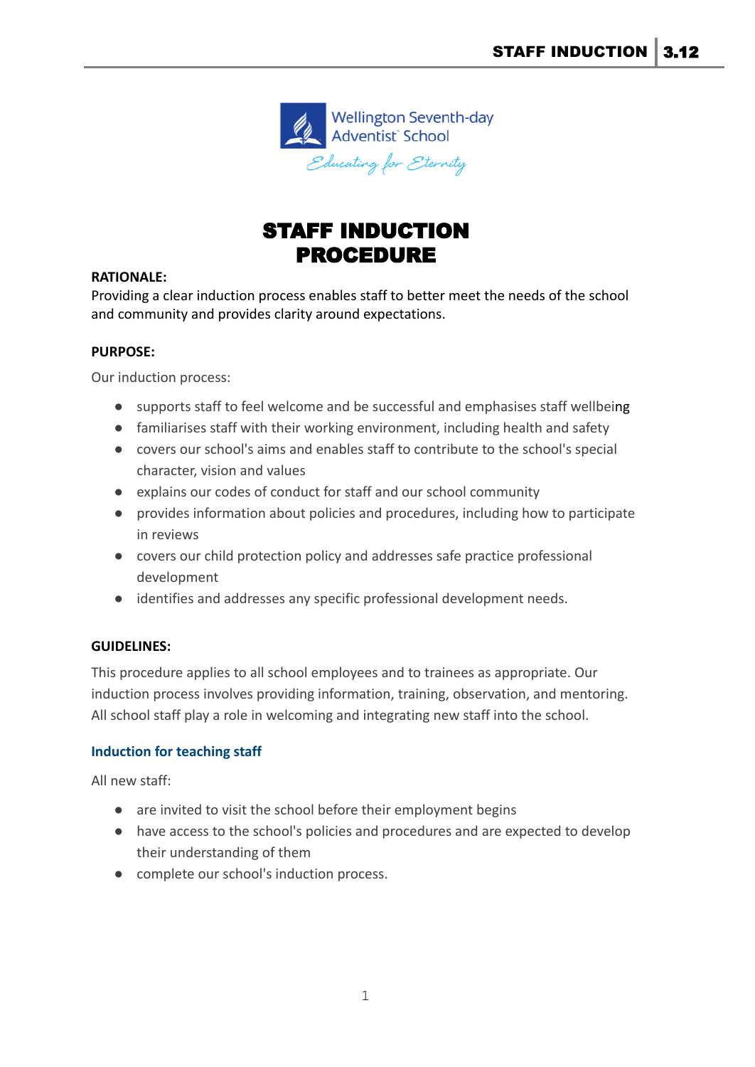# STAFF INDUCTION PROCEDURE

**RATIONALE:**
Providing a clear induction process enables staff to better meet the needs of the school and community and provides clarity around expectations.

**PURPOSE:**

Our induction process:

- supports staff to feel welcome and be successful and emphasises staff wellbeing
- familiarises staff with their working environment, including health and safety
- covers our school's aims and enables staff to contribute to the school's special character, vision and values
- explains our codes of conduct for staff and our school community
- provides information about policies and procedures, including how to participate in reviews
- covers our child protection policy and addresses safe practice professional development
- identifies and addresses any specific professional development needs.

**GUIDELINES:**

This procedure applies to all school employees and to trainees as appropriate. Our induction process involves providing information, training, observation, and mentoring. All school staff play a role in welcoming and integrating new staff into the school.

### Induction for teaching staff

All new staff:

- are invited to visit the school before their employment begins
- have access to the school's policies and procedures and are expected to develop their understanding of them
- complete our school's induction process.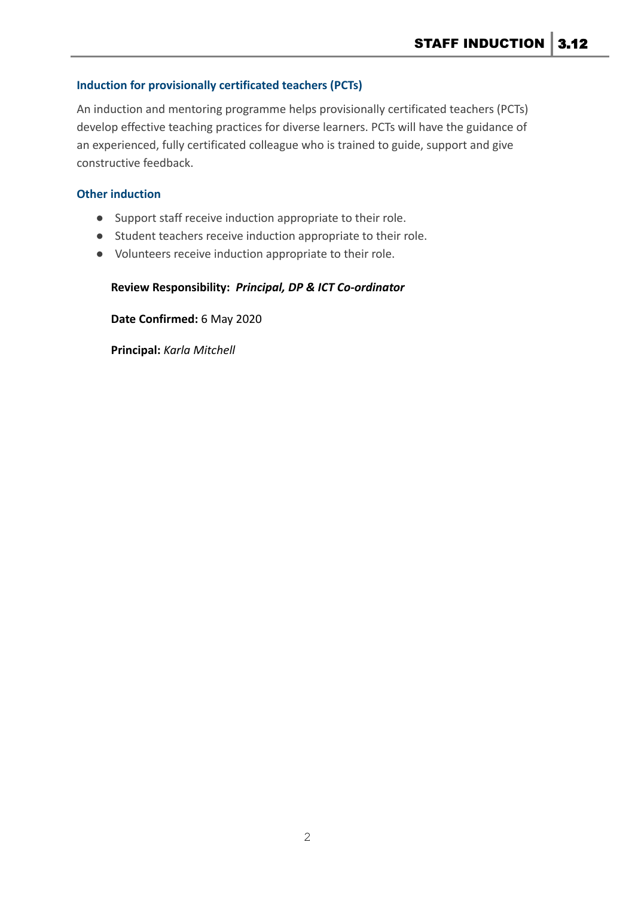### Induction for provisionally certificated teachers (PCTs)

An induction and mentoring programme helps provisionally certificated teachers (PCTs) develop effective teaching practices for diverse learners. PCTs will have the guidance of an experienced, fully certificated colleague who is trained to guide, support and give constructive feedback.

### Other induction

- Support staff receive induction appropriate to their role.
- Student teachers receive induction appropriate to their role.
- Volunteers receive induction appropriate to their role.

**Review Responsibility:** ***Principal, DP & ICT Co-ordinator***

**Date Confirmed:** 6 May 2020

**Principal:** *Karla Mitchell*